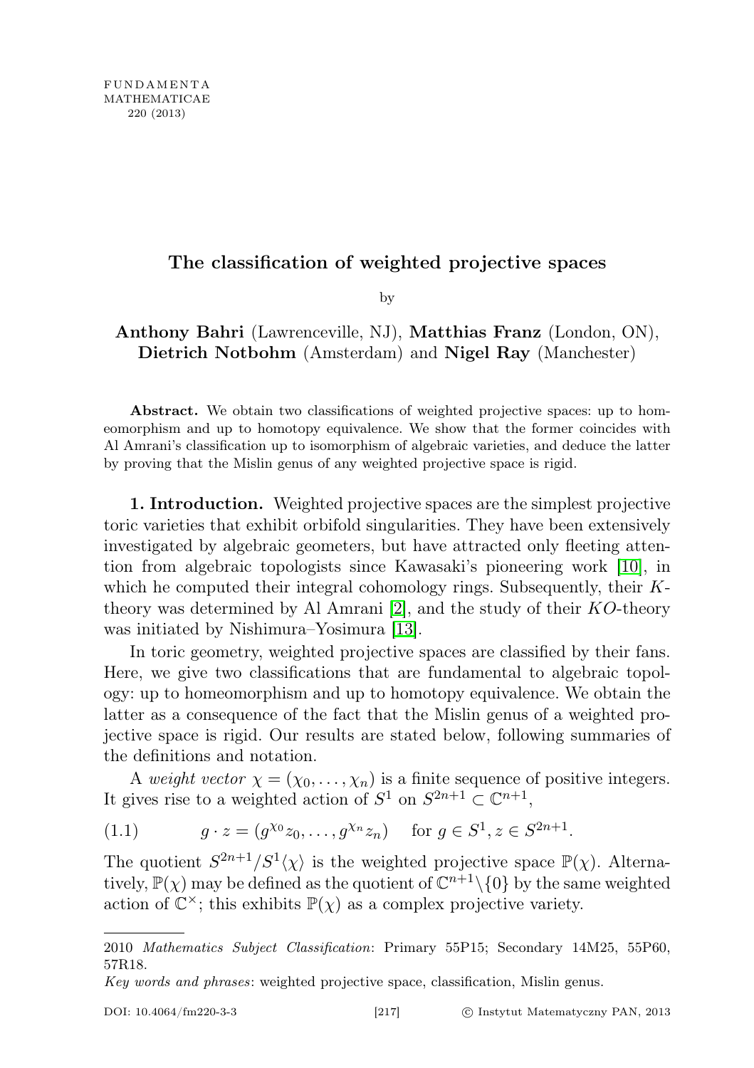# The classification of weighted projective spaces

by

**Anthony Bahri** (Lawrenceville, NJ), **Matthias Franz** (London, ON), **Dietrich Notbohm** (Amsterdam) and **Nigel Ray** (Manchester)

**Abstract.** We obtain two classifications of weighted projective spaces: up to homeomorphism and up to homotopy equivalence. We show that the former coincides with Al Amrani's classification up to isomorphism of algebraic varieties, and deduce the latter by proving that the Mislin genus of any weighted projective space is rigid.

**1. Introduction.** Weighted projective spaces are the simplest projective toric varieties that exhibit orbifold singularities. They have been extensively investigated by algebraic geometers, but have attracted only fleeting attention from algebraic topologists since Kawasaki's pioneering work [10], in which he computed their integral cohomology rings. Subsequently, their $K$-theory was determined by Al Amrani [2], and the study of their $KO$-theory was initiated by Nishimura–Yosimura [13].

In toric geometry, weighted projective spaces are classified by their fans. Here, we give two classifications that are fundamental to algebraic topology: up to homeomorphism and up to homotopy equivalence. We obtain the latter as a consequence of the fact that the Mislin genus of a weighted projective space is rigid. Our results are stated below, following summaries of the definitions and notation.

A *weight vector* $\chi = (\chi_0, \dots, \chi_n)$ is a finite sequence of positive integers. It gives rise to a weighted action of $S^1$ on $S^{2n+1} \subset \mathbb{C}^{n+1}$,

$$(1.1) \qquad g \cdot z = (g^{\chi_0} z_0, \dots, g^{\chi_n} z_n) \quad \text{for } g \in S^1, z \in S^{2n+1}.$$

The quotient $S^{2n+1}/S^1\langle\chi\rangle$ is the weighted projective space $\mathbb{P}(\chi)$. Alternatively, $\mathbb{P}(\chi)$ may be defined as the quotient of $\mathbb{C}^{n+1}\backslash\{0\}$ by the same weighted action of $\mathbb{C}^\times$; this exhibits $\mathbb{P}(\chi)$ as a complex projective variety.

---

2010 *Mathematics Subject Classification*: Primary 55P15; Secondary 14M25, 55P60, 57R18.

*Key words and phrases*: weighted projective space, classification, Mislin genus.

DOI: 10.4064/fm220-3-3 © Instytut Matematyczny PAN, 2013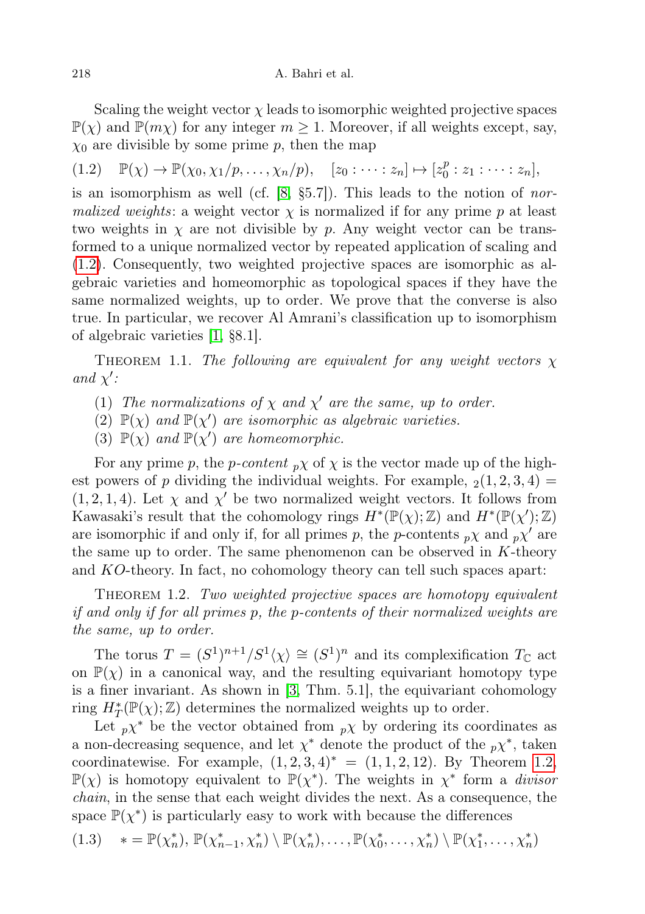Scaling the weight vector $\chi$ leads to isomorphic weighted projective spaces $\mathbb{P}(\chi)$ and $\mathbb{P}(m\chi)$ for any integer $m \geq 1$. Moreover, if all weights except, say, $\chi_0$ are divisible by some prime $p$, then the map

$$(1.2) \quad \mathbb{P}(\chi) \to \mathbb{P}(\chi_0, \chi_1/p, \ldots, \chi_n/p), \quad [z_0 : \cdots : z_n] \mapsto [z_0^p : z_1 : \cdots : z_n],$$

is an isomorphism as well (cf. [8, §5.7]). This leads to the notion of *normalized weights*: a weight vector $\chi$ is normalized if for any prime $p$ at least two weights in $\chi$ are not divisible by $p$. Any weight vector can be transformed to a unique normalized vector by repeated application of scaling and (1.2). Consequently, two weighted projective spaces are isomorphic as algebraic varieties and homeomorphic as topological spaces if they have the same normalized weights, up to order. We prove that the converse is also true. In particular, we recover Al Amrani's classification up to isomorphism of algebraic varieties [1, §8.1].

Theorem 1.1. *The following are equivalent for any weight vectors $\chi$ and $\chi'$:*

1. *The normalizations of $\chi$ and $\chi'$ are the same, up to order.*
2. *$\mathbb{P}(\chi)$ and $\mathbb{P}(\chi')$ are isomorphic as algebraic varieties.*
3. *$\mathbb{P}(\chi)$ and $\mathbb{P}(\chi')$ are homeomorphic.*

For any prime $p$, the *$p$-content* ${}_p\chi$ of $\chi$ is the vector made up of the highest powers of $p$ dividing the individual weights. For example, ${}_2(1, 2, 3, 4) = (1, 2, 1, 4)$. Let $\chi$ and $\chi'$ be two normalized weight vectors. It follows from Kawasaki's result that the cohomology rings $H^*(\mathbb{P}(\chi); \mathbb{Z})$ and $H^*(\mathbb{P}(\chi'); \mathbb{Z})$ are isomorphic if and only if, for all primes $p$, the $p$-contents ${}_p\chi$ and ${}_p\chi'$ are the same up to order. The same phenomenon can be observed in $K$-theory and $KO$-theory. In fact, no cohomology theory can tell such spaces apart:

Theorem 1.2. *Two weighted projective spaces are homotopy equivalent if and only if for all primes $p$, the $p$-contents of their normalized weights are the same, up to order.*

The torus $T = (S^1)^{n+1}/S^1\langle\chi\rangle \cong (S^1)^n$ and its complexification $T_{\mathbb{C}}$ act on $\mathbb{P}(\chi)$ in a canonical way, and the resulting equivariant homotopy type is a finer invariant. As shown in [3, Thm. 5.1], the equivariant cohomology ring $H_T^*(\mathbb{P}(\chi); \mathbb{Z})$ determines the normalized weights up to order.

Let ${}_p\chi^*$ be the vector obtained from ${}_p\chi$ by ordering its coordinates as a non-decreasing sequence, and let $\chi^*$ denote the product of the ${}_p\chi^*$, taken coordinatewise. For example, $(1, 2, 3, 4)^* = (1, 1, 2, 12)$. By Theorem 1.2, $\mathbb{P}(\chi)$ is homotopy equivalent to $\mathbb{P}(\chi^*)$. The weights in $\chi^*$ form a *divisor chain*, in the sense that each weight divides the next. As a consequence, the space $\mathbb{P}(\chi^*)$ is particularly easy to work with because the differences

$$(1.3) \quad * = \mathbb{P}(\chi_n^*), \mathbb{P}(\chi_{n-1}^*, \chi_n^*) \setminus \mathbb{P}(\chi_n^*), \ldots, \mathbb{P}(\chi_0^*, \ldots, \chi_n^*) \setminus \mathbb{P}(\chi_1^*, \ldots, \chi_n^*)$$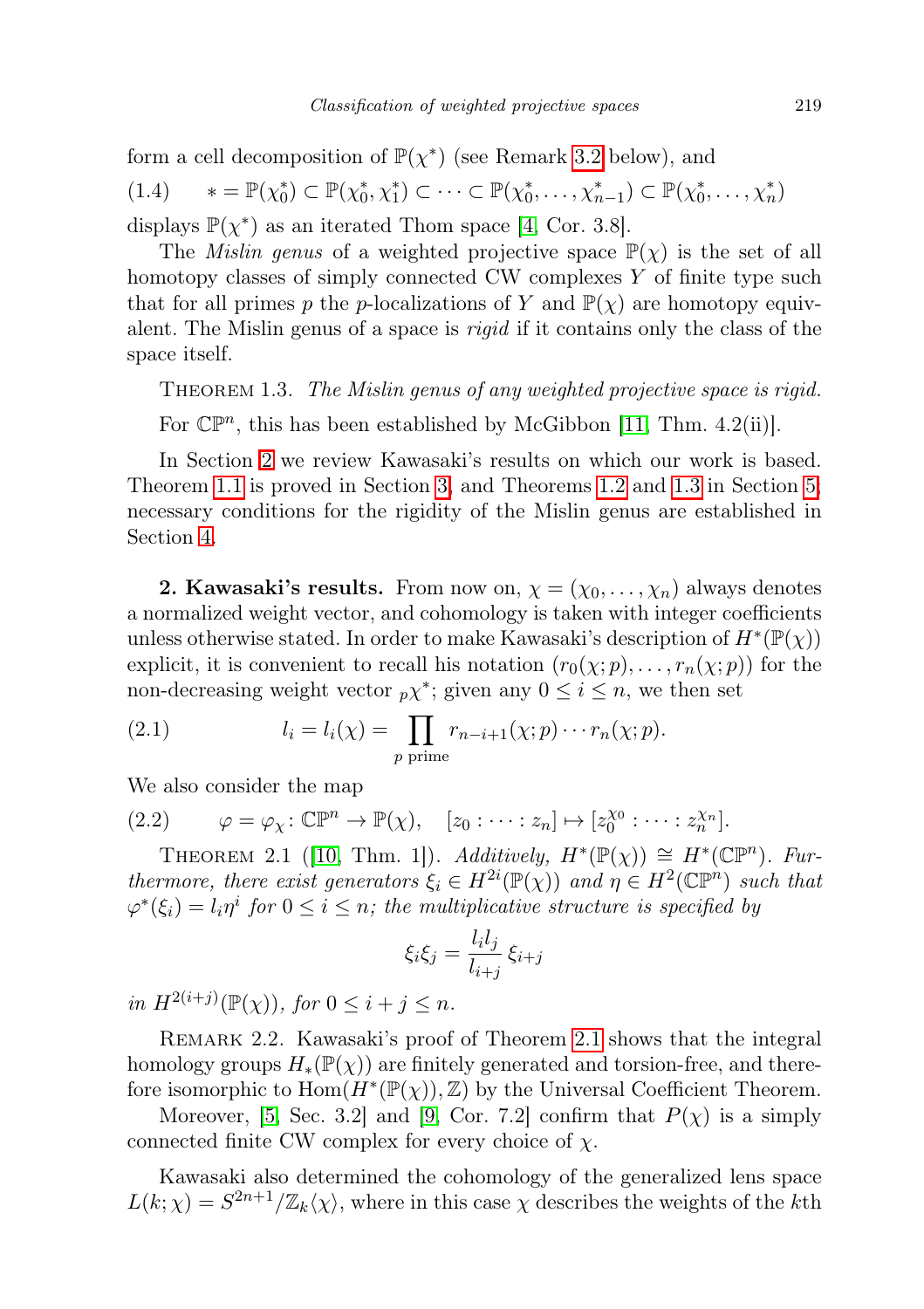form a cell decomposition of $\mathbb{P}(\chi^*)$ (see Remark 3.2 below), and

$$(1.4) \qquad * = \mathbb{P}(\chi_0^*) \subset \mathbb{P}(\chi_0^*, \chi_1^*) \subset \cdots \subset \mathbb{P}(\chi_0^*, \ldots, \chi_{n-1}^*) \subset \mathbb{P}(\chi_0^*, \ldots, \chi_n^*)$$

displays $\mathbb{P}(\chi^*)$ as an iterated Thom space [4, Cor. 3.8].

The *Mislin genus* of a weighted projective space $\mathbb{P}(\chi)$ is the set of all homotopy classes of simply connected CW complexes $Y$ of finite type such that for all primes $p$ the $p$-localizations of $Y$ and $\mathbb{P}(\chi)$ are homotopy equivalent. The Mislin genus of a space is *rigid* if it contains only the class of the space itself.

THEOREM 1.3. *The Mislin genus of any weighted projective space is rigid.*

For $\mathbb{CP}^n$, this has been established by McGibbon [11, Thm. 4.2(ii)].

In Section 2 we review Kawasaki's results on which our work is based. Theorem 1.1 is proved in Section 3, and Theorems 1.2 and 1.3 in Section 5; necessary conditions for the rigidity of the Mislin genus are established in Section 4.

## 2. Kawasaki's results.

From now on, $\chi = (\chi_0, \ldots, \chi_n)$ always denotes a normalized weight vector, and cohomology is taken with integer coefficients unless otherwise stated. In order to make Kawasaki's description of $H^*(\mathbb{P}(\chi))$ explicit, it is convenient to recall his notation $(r_0(\chi;p), \ldots, r_n(\chi;p))$ for the non-decreasing weight vector ${}_p\chi^*$; given any $0 \le i \le n$, we then set

$$(2.1) \qquad l_i = l_i(\chi) = \prod_{p \text{ prime}} r_{n-i+1}(\chi;p) \cdots r_n(\chi;p).$$

We also consider the map

$$(2.2) \qquad \varphi = \varphi_\chi \colon \mathbb{CP}^n \to \mathbb{P}(\chi), \quad [z_0 : \cdots : z_n] \mapsto [z_0^{\chi_0} : \cdots : z_n^{\chi_n}].$$

THEOREM 2.1 ([10, Thm. 1]). *Additively, $H^*(\mathbb{P}(\chi)) \cong H^*(\mathbb{CP}^n)$. Furthermore, there exist generators $\xi_i \in H^{2i}(\mathbb{P}(\chi))$ and $\eta \in H^2(\mathbb{CP}^n)$ such that $\varphi^*(\xi_i) = l_i \eta^i$ for $0 \le i \le n$; the multiplicative structure is specified by*

$$\xi_i \xi_j = \frac{l_i l_j}{l_{i+j}} \, \xi_{i+j}$$

*in $H^{2(i+j)}(\mathbb{P}(\chi))$, for $0 \le i + j \le n$.*

REMARK 2.2. Kawasaki's proof of Theorem 2.1 shows that the integral homology groups $H_*(\mathbb{P}(\chi))$ are finitely generated and torsion-free, and therefore isomorphic to $\mathrm{Hom}(H^*(\mathbb{P}(\chi)), \mathbb{Z})$ by the Universal Coefficient Theorem.

Moreover, [5, Sec. 3.2] and [9, Cor. 7.2] confirm that $P(\chi)$ is a simply connected finite CW complex for every choice of $\chi$.

Kawasaki also determined the cohomology of the generalized lens space $L(k;\chi) = S^{2n+1}/\mathbb{Z}_k\langle\chi\rangle$, where in this case $\chi$ describes the weights of the $k$th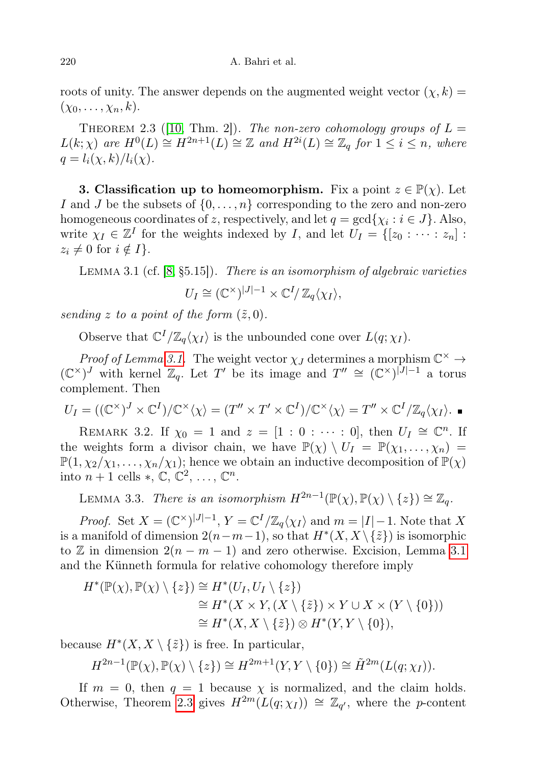roots of unity. The answer depends on the augmented weight vector $(\chi, k) = (\chi_0, \dots, \chi_n, k)$.

Theorem 2.3 ([10, Thm. 2]). *The non-zero cohomology groups of $L = L(k;\chi)$ are $H^0(L) \cong H^{2n+1}(L) \cong \mathbb{Z}$ and $H^{2i}(L) \cong \mathbb{Z}_q$ for $1 \le i \le n$, where $q = l_i(\chi,k)/l_i(\chi)$.*

**3. Classification up to homeomorphism.** Fix a point $z \in \mathbb{P}(\chi)$. Let $I$ and $J$ be the subsets of $\{0,\dots,n\}$ corresponding to the zero and non-zero homogeneous coordinates of $z$, respectively, and let $q = \gcd\{\chi_i : i \in J\}$. Also, write $\chi_I \in \mathbb{Z}^I$ for the weights indexed by $I$, and let $U_I = \{[z_0 : \cdots : z_n] : z_i \neq 0 \text{ for } i \notin I\}$.

Lemma 3.1 (cf. [8, §5.15]). *There is an isomorphism of algebraic varieties*

$$U_I \cong (\mathbb{C}^\times)^{|J|-1} \times \mathbb{C}^I/\,\mathbb{Z}_q\langle\chi_I\rangle,$$

*sending $z$ to a point of the form $(\tilde{z}, 0)$.*

Observe that $\mathbb{C}^I/\mathbb{Z}_q\langle\chi_I\rangle$ is the unbounded cone over $L(q;\chi_I)$.

*Proof of Lemma 3.1.* The weight vector $\chi_J$ determines a morphism $\mathbb{C}^\times \to (\mathbb{C}^\times)^J$ with kernel $\mathbb{Z}_q$. Let $T'$ be its image and $T'' \cong (\mathbb{C}^\times)^{|J|-1}$ a torus complement. Then

$$U_I = ((\mathbb{C}^\times)^J \times \mathbb{C}^I)/\mathbb{C}^\times\langle\chi\rangle = (T'' \times T' \times \mathbb{C}^I)/\mathbb{C}^\times\langle\chi\rangle = T'' \times \mathbb{C}^I/\mathbb{Z}_q\langle\chi_I\rangle. \ ■$$

Remark 3.2. If $\chi_0 = 1$ and $z = [1 : 0 : \cdots : 0]$, then $U_I \cong \mathbb{C}^n$. If the weights form a divisor chain, we have $\mathbb{P}(\chi) \setminus U_I = \mathbb{P}(\chi_1,\dots,\chi_n) = \mathbb{P}(1, \chi_2/\chi_1, \dots, \chi_n/\chi_1)$; hence we obtain an inductive decomposition of $\mathbb{P}(\chi)$ into $n+1$ cells $*$, $\mathbb{C}$, $\mathbb{C}^2$, $\dots$, $\mathbb{C}^n$.

Lemma 3.3. *There is an isomorphism $H^{2n-1}(\mathbb{P}(\chi), \mathbb{P}(\chi)\setminus\{z\}) \cong \mathbb{Z}_q$.*

*Proof.* Set $X = (\mathbb{C}^\times)^{|J|-1}$, $Y = \mathbb{C}^I/\mathbb{Z}_q\langle\chi_I\rangle$ and $m = |I|-1$. Note that $X$ is a manifold of dimension $2(n-m-1)$, so that $H^*(X, X\setminus\{\tilde{z}\})$ is isomorphic to $\mathbb{Z}$ in dimension $2(n-m-1)$ and zero otherwise. Excision, Lemma 3.1 and the Künneth formula for relative cohomology therefore imply

$$\begin{aligned}
H^*(\mathbb{P}(\chi), \mathbb{P}(\chi)\setminus\{z\}) &\cong H^*(U_I, U_I\setminus\{z\}) \\
&\cong H^*(X \times Y, (X\setminus\{\tilde{z}\}) \times Y \cup X \times (Y\setminus\{0\})) \\
&\cong H^*(X, X\setminus\{\tilde{z}\}) \otimes H^*(Y, Y\setminus\{0\}),
\end{aligned}$$

because $H^*(X, X\setminus\{\tilde{z}\})$ is free. In particular,

$$H^{2n-1}(\mathbb{P}(\chi), \mathbb{P}(\chi)\setminus\{z\}) \cong H^{2m+1}(Y, Y\setminus\{0\}) \cong \tilde{H}^{2m}(L(q;\chi_I)).$$

If $m = 0$, then $q = 1$ because $\chi$ is normalized, and the claim holds. Otherwise, Theorem 2.3 gives $H^{2m}(L(q;\chi_I)) \cong \mathbb{Z}_{q'}$, where the $p$-content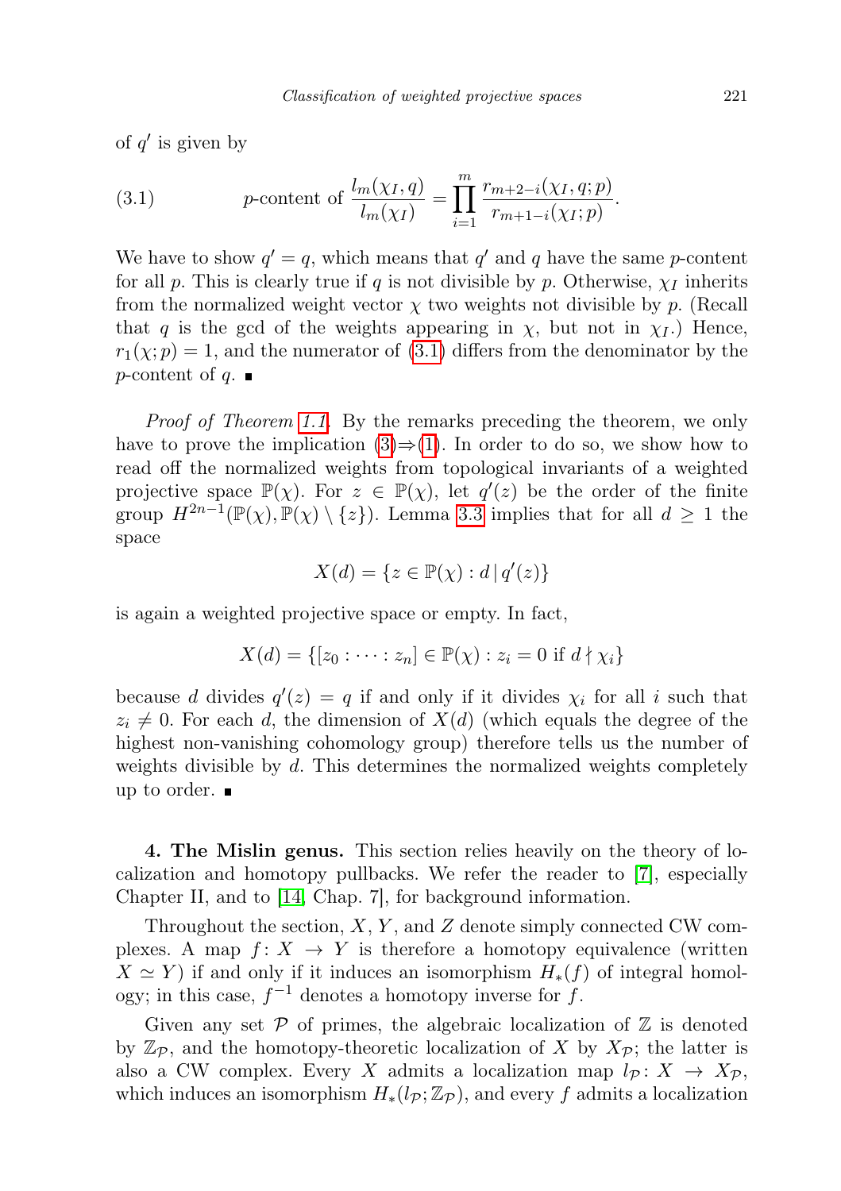of $q'$ is given by

$$\text{(3.1)} \qquad p\text{-content of } \frac{l_m(\chi_I, q)}{l_m(\chi_I)} = \prod_{i=1}^{m} \frac{r_{m+2-i}(\chi_I, q; p)}{r_{m+1-i}(\chi_I; p)}.$$

We have to show $q' = q$, which means that $q'$ and $q$ have the same $p$-content for all $p$. This is clearly true if $q$ is not divisible by $p$. Otherwise, $\chi_I$ inherits from the normalized weight vector $\chi$ two weights not divisible by $p$. (Recall that $q$ is the gcd of the weights appearing in $\chi$, but not in $\chi_I$.) Hence, $r_1(\chi; p) = 1$, and the numerator of (3.1) differs from the denominator by the $p$-content of $q$. ∎

*Proof of Theorem 1.1.* By the remarks preceding the theorem, we only have to prove the implication (3)⇒(1). In order to do so, we show how to read off the normalized weights from topological invariants of a weighted projective space $\mathbb{P}(\chi)$. For $z \in \mathbb{P}(\chi)$, let $q'(z)$ be the order of the finite group $H^{2n-1}(\mathbb{P}(\chi), \mathbb{P}(\chi) \setminus \{z\})$. Lemma 3.3 implies that for all $d \geq 1$ the space

$$X(d) = \{z \in \mathbb{P}(\chi) : d \,|\, q'(z)\}$$

is again a weighted projective space or empty. In fact,

$$X(d) = \{[z_0 : \cdots : z_n] \in \mathbb{P}(\chi) : z_i = 0 \text{ if } d \nmid \chi_i\}$$

because $d$ divides $q'(z) = q$ if and only if it divides $\chi_i$ for all $i$ such that $z_i \neq 0$. For each $d$, the dimension of $X(d)$ (which equals the degree of the highest non-vanishing cohomology group) therefore tells us the number of weights divisible by $d$. This determines the normalized weights completely up to order. ∎

## 4. The Mislin genus.

This section relies heavily on the theory of localization and homotopy pullbacks. We refer the reader to [7], especially Chapter II, and to [14, Chap. 7], for background information.

Throughout the section, $X$, $Y$, and $Z$ denote simply connected CW complexes. A map $f\colon X \to Y$ is therefore a homotopy equivalence (written $X \simeq Y$) if and only if it induces an isomorphism $H_*(f)$ of integral homology; in this case, $f^{-1}$ denotes a homotopy inverse for $f$.

Given any set $\mathcal{P}$ of primes, the algebraic localization of $\mathbb{Z}$ is denoted by $\mathbb{Z}_{\mathcal{P}}$, and the homotopy-theoretic localization of $X$ by $X_{\mathcal{P}}$; the latter is also a CW complex. Every $X$ admits a localization map $l_{\mathcal{P}}\colon X \to X_{\mathcal{P}}$, which induces an isomorphism $H_*(l_{\mathcal{P}}; \mathbb{Z}_{\mathcal{P}})$, and every $f$ admits a localization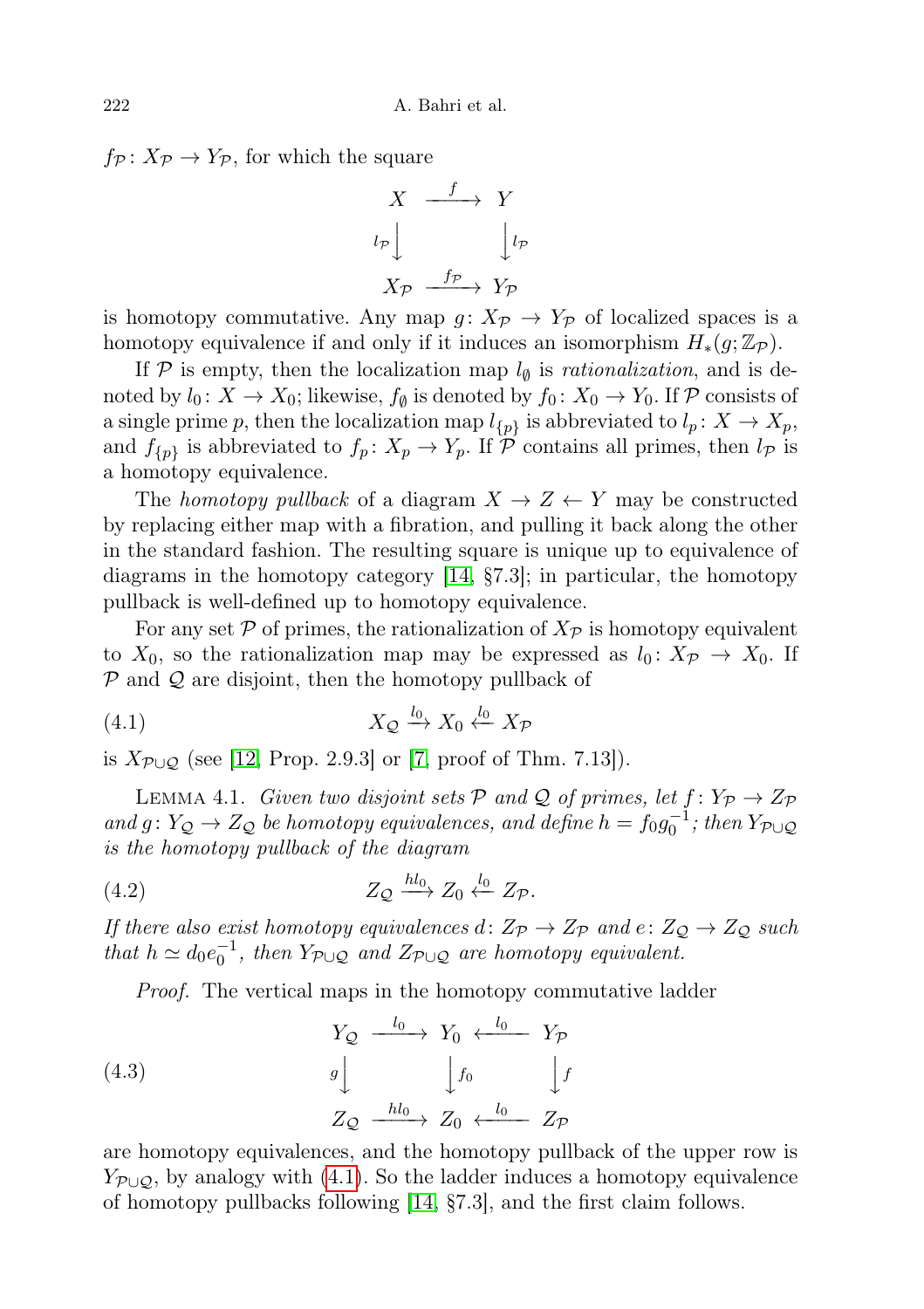$f_{\mathcal{P}}\colon X_{\mathcal{P}} \to Y_{\mathcal{P}}$, for which the square

$$\begin{array}{ccc} X & \xrightarrow{f} & Y \\ {\scriptstyle l_{\mathcal{P}}}\big\downarrow & & \big\downarrow{\scriptstyle l_{\mathcal{P}}} \\ X_{\mathcal{P}} & \xrightarrow{f_{\mathcal{P}}} & Y_{\mathcal{P}} \end{array}$$

is homotopy commutative. Any map $g\colon X_{\mathcal{P}} \to Y_{\mathcal{P}}$ of localized spaces is a homotopy equivalence if and only if it induces an isomorphism $H_*(g;\mathbb{Z}_{\mathcal{P}})$.

If $\mathcal{P}$ is empty, then the localization map $l_\emptyset$ is *rationalization*, and is denoted by $l_0\colon X \to X_0$; likewise, $f_\emptyset$ is denoted by $f_0\colon X_0 \to Y_0$. If $\mathcal{P}$ consists of a single prime $p$, then the localization map $l_{\{p\}}$ is abbreviated to $l_p\colon X \to X_p$, and $f_{\{p\}}$ is abbreviated to $f_p\colon X_p \to Y_p$. If $\mathcal{P}$ contains all primes, then $l_{\mathcal{P}}$ is a homotopy equivalence.

The *homotopy pullback* of a diagram $X \to Z \leftarrow Y$ may be constructed by replacing either map with a fibration, and pulling it back along the other in the standard fashion. The resulting square is unique up to equivalence of diagrams in the homotopy category [14, §7.3]; in particular, the homotopy pullback is well-defined up to homotopy equivalence.

For any set $\mathcal{P}$ of primes, the rationalization of $X_{\mathcal{P}}$ is homotopy equivalent to $X_0$, so the rationalization map may be expressed as $l_0\colon X_{\mathcal{P}} \to X_0$. If $\mathcal{P}$ and $\mathcal{Q}$ are disjoint, then the homotopy pullback of

$$X_{\mathcal{Q}} \xrightarrow{l_0} X_0 \xleftarrow{l_0} X_{\mathcal{P}} \tag{4.1}$$

is $X_{\mathcal{P}\cup\mathcal{Q}}$ (see [12, Prop. 2.9.3] or [7, proof of Thm. 7.13]).

LEMMA 4.1. *Given two disjoint sets $\mathcal{P}$ and $\mathcal{Q}$ of primes, let $f\colon Y_{\mathcal{P}} \to Z_{\mathcal{P}}$ and $g\colon Y_{\mathcal{Q}} \to Z_{\mathcal{Q}}$ be homotopy equivalences, and define $h = f_0 g_0^{-1}$; then $Y_{\mathcal{P}\cup\mathcal{Q}}$ is the homotopy pullback of the diagram*

$$Z_{\mathcal{Q}} \xrightarrow{hl_0} Z_0 \xleftarrow{l_0} Z_{\mathcal{P}}. \tag{4.2}$$

*If there also exist homotopy equivalences $d\colon Z_{\mathcal{P}} \to Z_{\mathcal{P}}$ and $e\colon Z_{\mathcal{Q}} \to Z_{\mathcal{Q}}$ such that $h \simeq d_0 e_0^{-1}$, then $Y_{\mathcal{P}\cup\mathcal{Q}}$ and $Z_{\mathcal{P}\cup\mathcal{Q}}$ are homotopy equivalent.*

*Proof.* The vertical maps in the homotopy commutative ladder

$$\begin{array}{ccccc} Y_{\mathcal{Q}} & \xrightarrow{l_0} & Y_0 & \xleftarrow{l_0} & Y_{\mathcal{P}} \\ {\scriptstyle g}\big\downarrow & & \big\downarrow{\scriptstyle f_0} & & \big\downarrow{\scriptstyle f} \\ Z_{\mathcal{Q}} & \xrightarrow{hl_0} & Z_0 & \xleftarrow{l_0} & Z_{\mathcal{P}} \end{array} \tag{4.3}$$

are homotopy equivalences, and the homotopy pullback of the upper row is $Y_{\mathcal{P}\cup\mathcal{Q}}$, by analogy with (4.1). So the ladder induces a homotopy equivalence of homotopy pullbacks following [14, §7.3], and the first claim follows.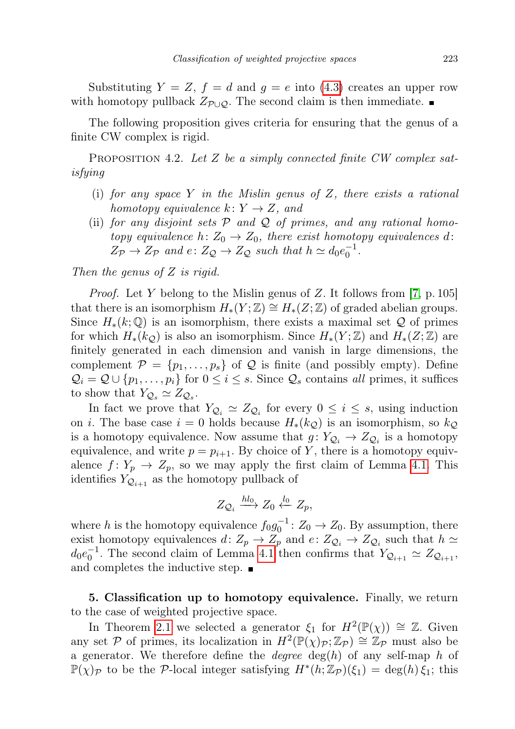Substituting $Y = Z$, $f = d$ and $g = e$ into (4.3) creates an upper row with homotopy pullback $Z_{\mathcal{P}\cup\mathcal{Q}}$. The second claim is then immediate. ∎

The following proposition gives criteria for ensuring that the genus of a finite CW complex is rigid.

Proposition 4.2. *Let $Z$ be a simply connected finite CW complex satisfying*

(i) *for any space $Y$ in the Mislin genus of $Z$, there exists a rational homotopy equivalence $k\colon Y \to Z$, and*
(ii) *for any disjoint sets $\mathcal{P}$ and $\mathcal{Q}$ of primes, and any rational homotopy equivalence $h\colon Z_0 \to Z_0$, there exist homotopy equivalences $d\colon Z_{\mathcal{P}} \to Z_{\mathcal{P}}$ and $e\colon Z_{\mathcal{Q}} \to Z_{\mathcal{Q}}$ such that $h \simeq d_0 e_0^{-1}$.*

*Then the genus of $Z$ is rigid.*

*Proof.* Let $Y$ belong to the Mislin genus of $Z$. It follows from [7, p. 105] that there is an isomorphism $H_*(Y;\mathbb{Z}) \cong H_*(Z;\mathbb{Z})$ of graded abelian groups. Since $H_*(k;\mathbb{Q})$ is an isomorphism, there exists a maximal set $\mathcal{Q}$ of primes for which $H_*(k_{\mathcal{Q}})$ is also an isomorphism. Since $H_*(Y;\mathbb{Z})$ and $H_*(Z;\mathbb{Z})$ are finitely generated in each dimension and vanish in large dimensions, the complement $\mathcal{P} = \{p_1,\ldots,p_s\}$ of $\mathcal{Q}$ is finite (and possibly empty). Define $\mathcal{Q}_i = \mathcal{Q} \cup \{p_1,\ldots,p_i\}$ for $0 \le i \le s$. Since $\mathcal{Q}_s$ contains *all* primes, it suffices to show that $Y_{\mathcal{Q}_s} \simeq Z_{\mathcal{Q}_s}$.

In fact we prove that $Y_{\mathcal{Q}_i} \simeq Z_{\mathcal{Q}_i}$ for every $0 \le i \le s$, using induction on $i$. The base case $i = 0$ holds because $H_*(k_{\mathcal{Q}})$ is an isomorphism, so $k_{\mathcal{Q}}$ is a homotopy equivalence. Now assume that $g\colon Y_{\mathcal{Q}_i} \to Z_{\mathcal{Q}_i}$ is a homotopy equivalence, and write $p = p_{i+1}$. By choice of $Y$, there is a homotopy equivalence $f\colon Y_p \to Z_p$, so we may apply the first claim of Lemma 4.1. This identifies $Y_{\mathcal{Q}_{i+1}}$ as the homotopy pullback of

$$Z_{\mathcal{Q}_i} \xrightarrow{hl_0} Z_0 \xleftarrow{l_0} Z_p,$$

where $h$ is the homotopy equivalence $f_0 g_0^{-1}\colon Z_0 \to Z_0$. By assumption, there exist homotopy equivalences $d\colon Z_p \to Z_p$ and $e\colon Z_{\mathcal{Q}_i} \to Z_{\mathcal{Q}_i}$ such that $h \simeq d_0 e_0^{-1}$. The second claim of Lemma 4.1 then confirms that $Y_{\mathcal{Q}_{i+1}} \simeq Z_{\mathcal{Q}_{i+1}}$, and completes the inductive step. ∎

**5. Classification up to homotopy equivalence.** Finally, we return to the case of weighted projective space.

In Theorem 2.1 we selected a generator $\xi_1$ for $H^2(\mathbb{P}(\chi)) \cong \mathbb{Z}$. Given any set $\mathcal{P}$ of primes, its localization in $H^2(\mathbb{P}(\chi)_{\mathcal{P}};\mathbb{Z}_{\mathcal{P}}) \cong \mathbb{Z}_{\mathcal{P}}$ must also be a generator. We therefore define the *degree* $\deg(h)$ of any self-map $h$ of $\mathbb{P}(\chi)_{\mathcal{P}}$ to be the $\mathcal{P}$-local integer satisfying $H^*(h;\mathbb{Z}_{\mathcal{P}})(\xi_1) = \deg(h)\,\xi_1$; this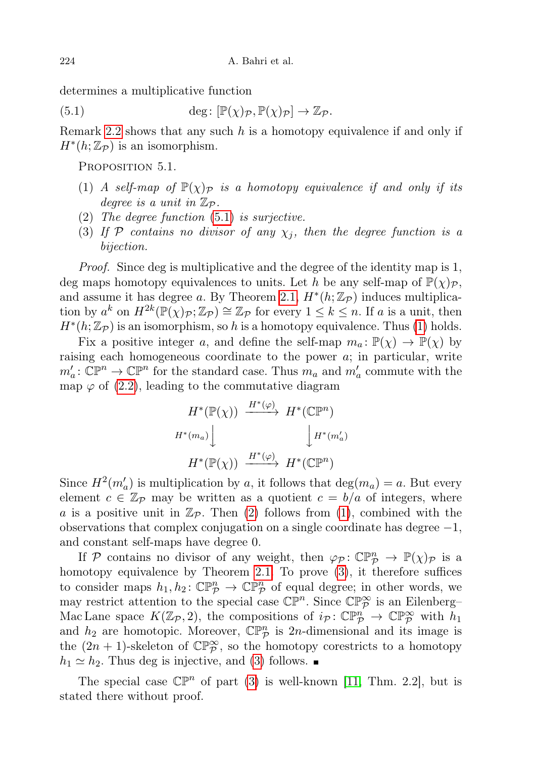determines a multiplicative function

$$\deg\colon [\mathbb{P}(\chi)_{\mathcal{P}}, \mathbb{P}(\chi)_{\mathcal{P}}] \to \mathbb{Z}_{\mathcal{P}}. \tag{5.1}$$

Remark 2.2 shows that any such $h$ is a homotopy equivalence if and only if $H^*(h;\mathbb{Z}_{\mathcal{P}})$ is an isomorphism.

Proposition 5.1.

1. *A self-map of $\mathbb{P}(\chi)_{\mathcal{P}}$ is a homotopy equivalence if and only if its degree is a unit in $\mathbb{Z}_{\mathcal{P}}$.*
2. *The degree function (5.1) is surjective.*
3. *If $\mathcal{P}$ contains no divisor of any $\chi_j$, then the degree function is a bijection.*

*Proof.* Since deg is multiplicative and the degree of the identity map is 1, deg maps homotopy equivalences to units. Let $h$ be any self-map of $\mathbb{P}(\chi)_{\mathcal{P}}$, and assume it has degree $a$. By Theorem 2.1, $H^*(h;\mathbb{Z}_{\mathcal{P}})$ induces multiplication by $a^k$ on $H^{2k}(\mathbb{P}(\chi)_{\mathcal{P}};\mathbb{Z}_{\mathcal{P}}) \cong \mathbb{Z}_{\mathcal{P}}$ for every $1 \le k \le n$. If $a$ is a unit, then $H^*(h;\mathbb{Z}_{\mathcal{P}})$ is an isomorphism, so $h$ is a homotopy equivalence. Thus (1) holds.

Fix a positive integer $a$, and define the self-map $m_a\colon \mathbb{P}(\chi) \to \mathbb{P}(\chi)$ by raising each homogeneous coordinate to the power $a$; in particular, write $m'_a\colon \mathbb{CP}^n \to \mathbb{CP}^n$ for the standard case. Thus $m_a$ and $m'_a$ commute with the map $\varphi$ of (2.2), leading to the commutative diagram

$$\begin{array}{ccc} H^*(\mathbb{P}(\chi)) & \xrightarrow{H^*(\varphi)} & H^*(\mathbb{CP}^n) \\ {\scriptstyle H^*(m_a)}\big\downarrow & & \big\downarrow{\scriptstyle H^*(m'_a)} \\ H^*(\mathbb{P}(\chi)) & \xrightarrow{H^*(\varphi)} & H^*(\mathbb{CP}^n) \end{array}$$

Since $H^2(m'_a)$ is multiplication by $a$, it follows that $\deg(m_a) = a$. But every element $c \in \mathbb{Z}_{\mathcal{P}}$ may be written as a quotient $c = b/a$ of integers, where $a$ is a positive unit in $\mathbb{Z}_{\mathcal{P}}$. Then (2) follows from (1), combined with the observations that complex conjugation on a single coordinate has degree $-1$, and constant self-maps have degree 0.

If $\mathcal{P}$ contains no divisor of any weight, then $\varphi_{\mathcal{P}}\colon \mathbb{CP}^n_{\mathcal{P}} \to \mathbb{P}(\chi)_{\mathcal{P}}$ is a homotopy equivalence by Theorem 2.1. To prove (3), it therefore suffices to consider maps $h_1, h_2\colon \mathbb{CP}^n_{\mathcal{P}} \to \mathbb{CP}^n_{\mathcal{P}}$ of equal degree; in other words, we may restrict attention to the special case $\mathbb{CP}^n$. Since $\mathbb{CP}^\infty_{\mathcal{P}}$ is an Eilenberg–Mac Lane space $K(\mathbb{Z}_{\mathcal{P}}, 2)$, the compositions of $i_{\mathcal{P}}\colon \mathbb{CP}^n_{\mathcal{P}} \to \mathbb{CP}^\infty_{\mathcal{P}}$ with $h_1$ and $h_2$ are homotopic. Moreover, $\mathbb{CP}^n_{\mathcal{P}}$ is $2n$-dimensional and its image is the $(2n+1)$-skeleton of $\mathbb{CP}^\infty_{\mathcal{P}}$, so the homotopy corestricts to a homotopy $h_1 \simeq h_2$. Thus deg is injective, and (3) follows. ∎

The special case $\mathbb{CP}^n$ of part (3) is well-known [11, Thm. 2.2], but is stated there without proof.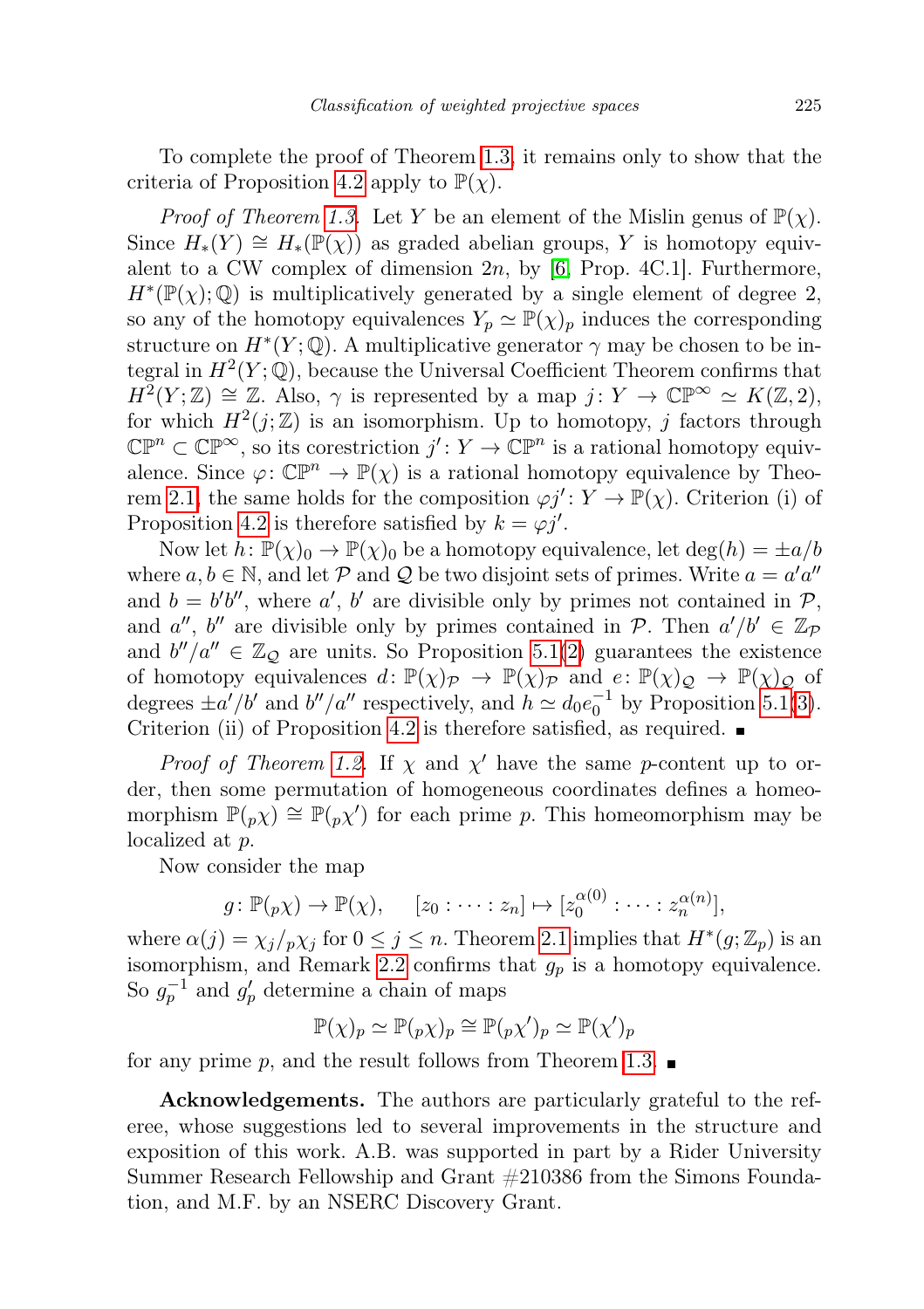To complete the proof of Theorem 1.3, it remains only to show that the criteria of Proposition 4.2 apply to $\mathbb{P}(\chi)$.

*Proof of Theorem 1.3.* Let $Y$ be an element of the Mislin genus of $\mathbb{P}(\chi)$. Since $H_*(Y) \cong H_*(\mathbb{P}(\chi))$ as graded abelian groups, $Y$ is homotopy equivalent to a CW complex of dimension $2n$, by [6, Prop. 4C.1]. Furthermore, $H^*(\mathbb{P}(\chi);\mathbb{Q})$ is multiplicatively generated by a single element of degree 2, so any of the homotopy equivalences $Y_p \simeq \mathbb{P}(\chi)_p$ induces the corresponding structure on $H^*(Y;\mathbb{Q})$. A multiplicative generator $\gamma$ may be chosen to be integral in $H^2(Y;\mathbb{Q})$, because the Universal Coefficient Theorem confirms that $H^2(Y;\mathbb{Z}) \cong \mathbb{Z}$. Also, $\gamma$ is represented by a map $j\colon Y \to \mathbb{CP}^\infty \simeq K(\mathbb{Z},2)$, for which $H^2(j;\mathbb{Z})$ is an isomorphism. Up to homotopy, $j$ factors through $\mathbb{CP}^n \subset \mathbb{CP}^\infty$, so its corestriction $j'\colon Y \to \mathbb{CP}^n$ is a rational homotopy equivalence. Since $\varphi\colon \mathbb{CP}^n \to \mathbb{P}(\chi)$ is a rational homotopy equivalence by Theorem 2.1, the same holds for the composition $\varphi j'\colon Y \to \mathbb{P}(\chi)$. Criterion (i) of Proposition 4.2 is therefore satisfied by $k = \varphi j'$.

Now let $h\colon \mathbb{P}(\chi)_0 \to \mathbb{P}(\chi)_0$ be a homotopy equivalence, let $\deg(h) = \pm a/b$ where $a, b \in \mathbb{N}$, and let $\mathcal{P}$ and $\mathcal{Q}$ be two disjoint sets of primes. Write $a = a'a''$ and $b = b'b''$, where $a'$, $b'$ are divisible only by primes not contained in $\mathcal{P}$, and $a''$, $b''$ are divisible only by primes contained in $\mathcal{P}$. Then $a'/b' \in \mathbb{Z}_{\mathcal{P}}$ and $b''/a'' \in \mathbb{Z}_{\mathcal{Q}}$ are units. So Proposition 5.1(2) guarantees the existence of homotopy equivalences $d\colon \mathbb{P}(\chi)_{\mathcal{P}} \to \mathbb{P}(\chi)_{\mathcal{P}}$ and $e\colon \mathbb{P}(\chi)_{\mathcal{Q}} \to \mathbb{P}(\chi)_{\mathcal{Q}}$ of degrees $\pm a'/b'$ and $b''/a''$ respectively, and $h \simeq d_0 e_0^{-1}$ by Proposition 5.1(3). Criterion (ii) of Proposition 4.2 is therefore satisfied, as required. ∎

*Proof of Theorem 1.2.* If $\chi$ and $\chi'$ have the same $p$-content up to order, then some permutation of homogeneous coordinates defines a homeomorphism $\mathbb{P}({}_p\chi) \cong \mathbb{P}({}_p\chi')$ for each prime $p$. This homeomorphism may be localized at $p$.

Now consider the map

$$g\colon \mathbb{P}({}_p\chi) \to \mathbb{P}(\chi), \qquad [z_0 : \dots : z_n] \mapsto [z_0^{\alpha(0)} : \dots : z_n^{\alpha(n)}],$$

where $\alpha(j) = \chi_j/{}_p\chi_j$ for $0 \le j \le n$. Theorem 2.1 implies that $H^*(g;\mathbb{Z}_p)$ is an isomorphism, and Remark 2.2 confirms that $g_p$ is a homotopy equivalence. So $g_p^{-1}$ and $g'_p$ determine a chain of maps

$$\mathbb{P}(\chi)_p \simeq \mathbb{P}({}_p\chi)_p \cong \mathbb{P}({}_p\chi')_p \simeq \mathbb{P}(\chi')_p$$

for any prime $p$, and the result follows from Theorem 1.3. ∎

**Acknowledgements.** The authors are particularly grateful to the referee, whose suggestions led to several improvements in the structure and exposition of this work. A.B. was supported in part by a Rider University Summer Research Fellowship and Grant #210386 from the Simons Foundation, and M.F. by an NSERC Discovery Grant.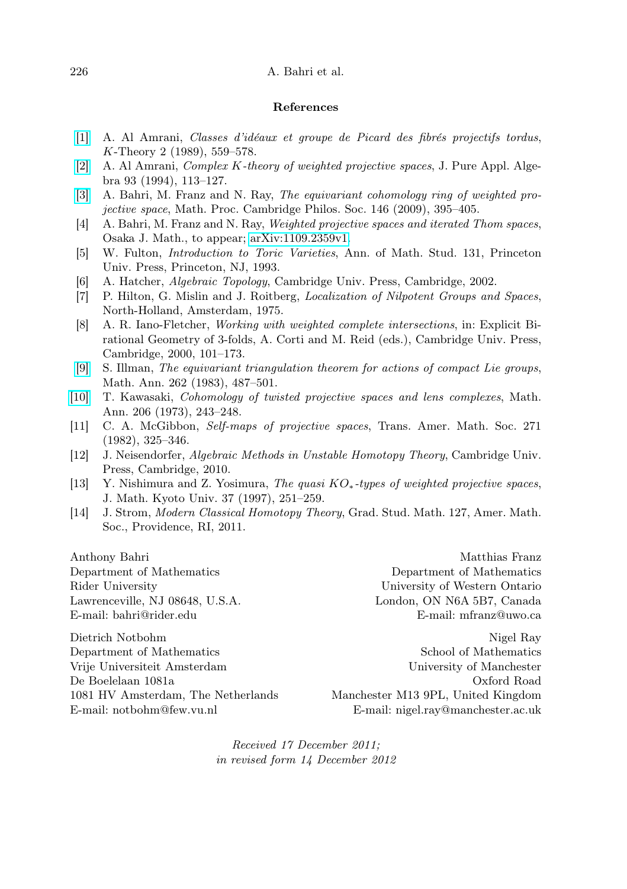## References

[1] A. Al Amrani, *Classes d'idéaux et groupe de Picard des fibrés projectifs tordus*, *K*-Theory 2 (1989), 559–578.

[2] A. Al Amrani, *Complex K-theory of weighted projective spaces*, J. Pure Appl. Algebra 93 (1994), 113–127.

[3] A. Bahri, M. Franz and N. Ray, *The equivariant cohomology ring of weighted projective space*, Math. Proc. Cambridge Philos. Soc. 146 (2009), 395–405.

[4] A. Bahri, M. Franz and N. Ray, *Weighted projective spaces and iterated Thom spaces*, Osaka J. Math., to appear; arXiv:1109.2359v1.

[5] W. Fulton, *Introduction to Toric Varieties*, Ann. of Math. Stud. 131, Princeton Univ. Press, Princeton, NJ, 1993.

[6] A. Hatcher, *Algebraic Topology*, Cambridge Univ. Press, Cambridge, 2002.

[7] P. Hilton, G. Mislin and J. Roitberg, *Localization of Nilpotent Groups and Spaces*, North-Holland, Amsterdam, 1975.

[8] A. R. Iano-Fletcher, *Working with weighted complete intersections*, in: Explicit Birational Geometry of 3-folds, A. Corti and M. Reid (eds.), Cambridge Univ. Press, Cambridge, 2000, 101–173.

[9] S. Illman, *The equivariant triangulation theorem for actions of compact Lie groups*, Math. Ann. 262 (1983), 487–501.

[10] T. Kawasaki, *Cohomology of twisted projective spaces and lens complexes*, Math. Ann. 206 (1973), 243–248.

[11] C. A. McGibbon, *Self-maps of projective spaces*, Trans. Amer. Math. Soc. 271 (1982), 325–346.

[12] J. Neisendorfer, *Algebraic Methods in Unstable Homotopy Theory*, Cambridge Univ. Press, Cambridge, 2010.

[13] Y. Nishimura and Z. Yosimura, *The quasi $KO_*$-types of weighted projective spaces*, J. Math. Kyoto Univ. 37 (1997), 251–259.

[14] J. Strom, *Modern Classical Homotopy Theory*, Grad. Stud. Math. 127, Amer. Math. Soc., Providence, RI, 2011.

Anthony Bahri
Department of Mathematics
Rider University
Lawrenceville, NJ 08648, U.S.A.
E-mail: bahri@rider.edu

Matthias Franz
Department of Mathematics
University of Western Ontario
London, ON N6A 5B7, Canada
E-mail: mfranz@uwo.ca

Dietrich Notbohm
Department of Mathematics
Vrije Universiteit Amsterdam
De Boelelaan 1081a
1081 HV Amsterdam, The Netherlands
E-mail: notbohm@few.vu.nl

Nigel Ray
School of Mathematics
University of Manchester
Oxford Road
Manchester M13 9PL, United Kingdom
E-mail: nigel.ray@manchester.ac.uk

*Received 17 December 2011;*
*in revised form 14 December 2012*